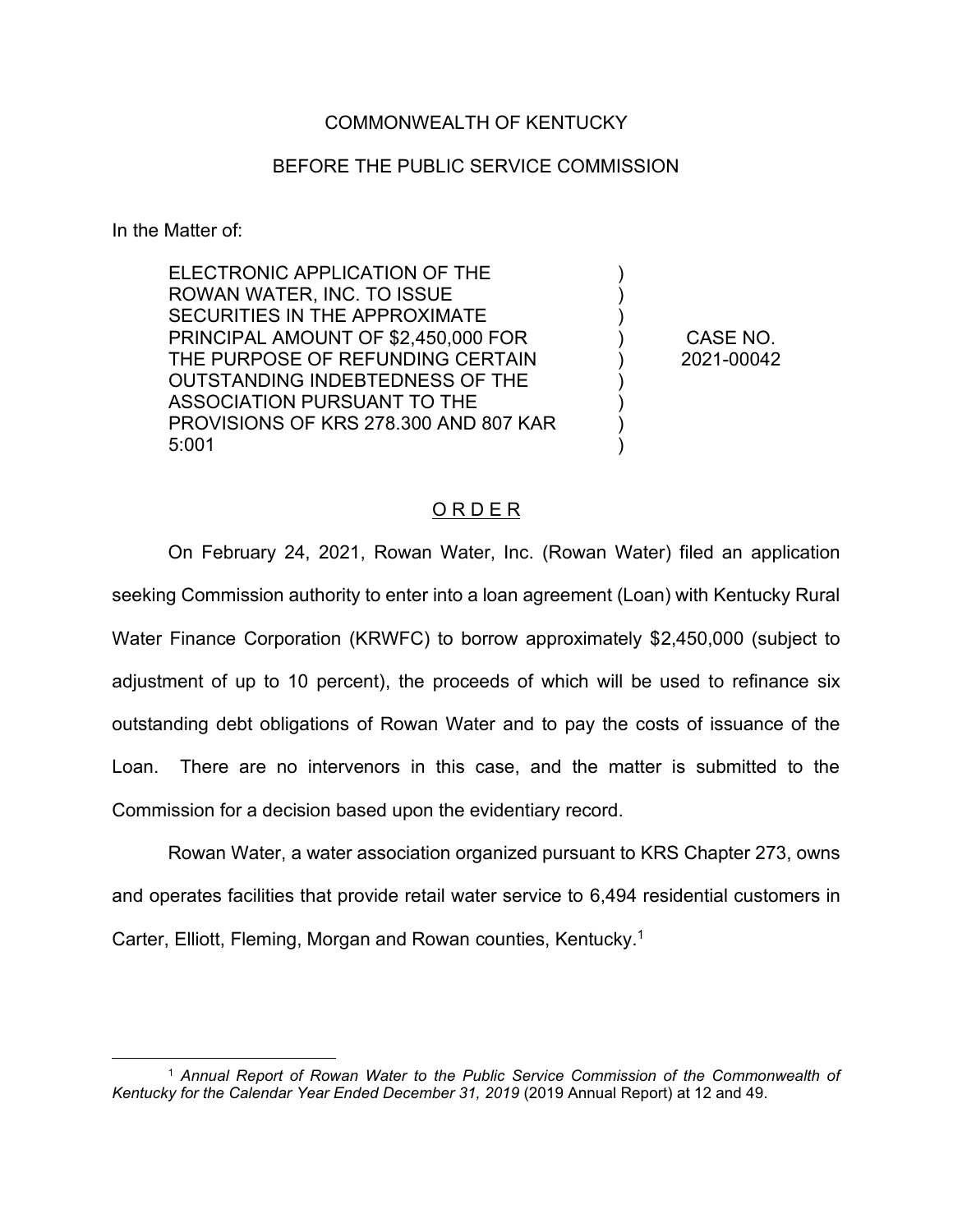COMMONWEALTH OF KENTUCKY

BEFORE THE PUBLIC SERVICE COMMISSION

In the Matter of:

| | | |
|---|---|---|
| ELECTRONIC APPLICATION OF THE ROWAN WATER, INC. TO ISSUE SECURITIES IN THE APPROXIMATE PRINCIPAL AMOUNT OF $2,450,000 FOR THE PURPOSE OF REFUNDING CERTAIN OUTSTANDING INDEBTEDNESS OF THE ASSOCIATION PURSUANT TO THE PROVISIONS OF KRS 278.300 AND 807 KAR 5:001 | ) | CASE NO. 2021-00042 |

## O R D E R

On February 24, 2021, Rowan Water, Inc. (Rowan Water) filed an application seeking Commission authority to enter into a loan agreement (Loan) with Kentucky Rural Water Finance Corporation (KRWFC) to borrow approximately $2,450,000 (subject to adjustment of up to 10 percent), the proceeds of which will be used to refinance six outstanding debt obligations of Rowan Water and to pay the costs of issuance of the Loan. There are no intervenors in this case, and the matter is submitted to the Commission for a decision based upon the evidentiary record.

Rowan Water, a water association organized pursuant to KRS Chapter 273, owns and operates facilities that provide retail water service to 6,494 residential customers in Carter, Elliott, Fleming, Morgan and Rowan counties, Kentucky.[1]

---

[1] *Annual Report of Rowan Water to the Public Service Commission of the Commonwealth of Kentucky for the Calendar Year Ended December 31, 2019* (2019 Annual Report) at 12 and 49.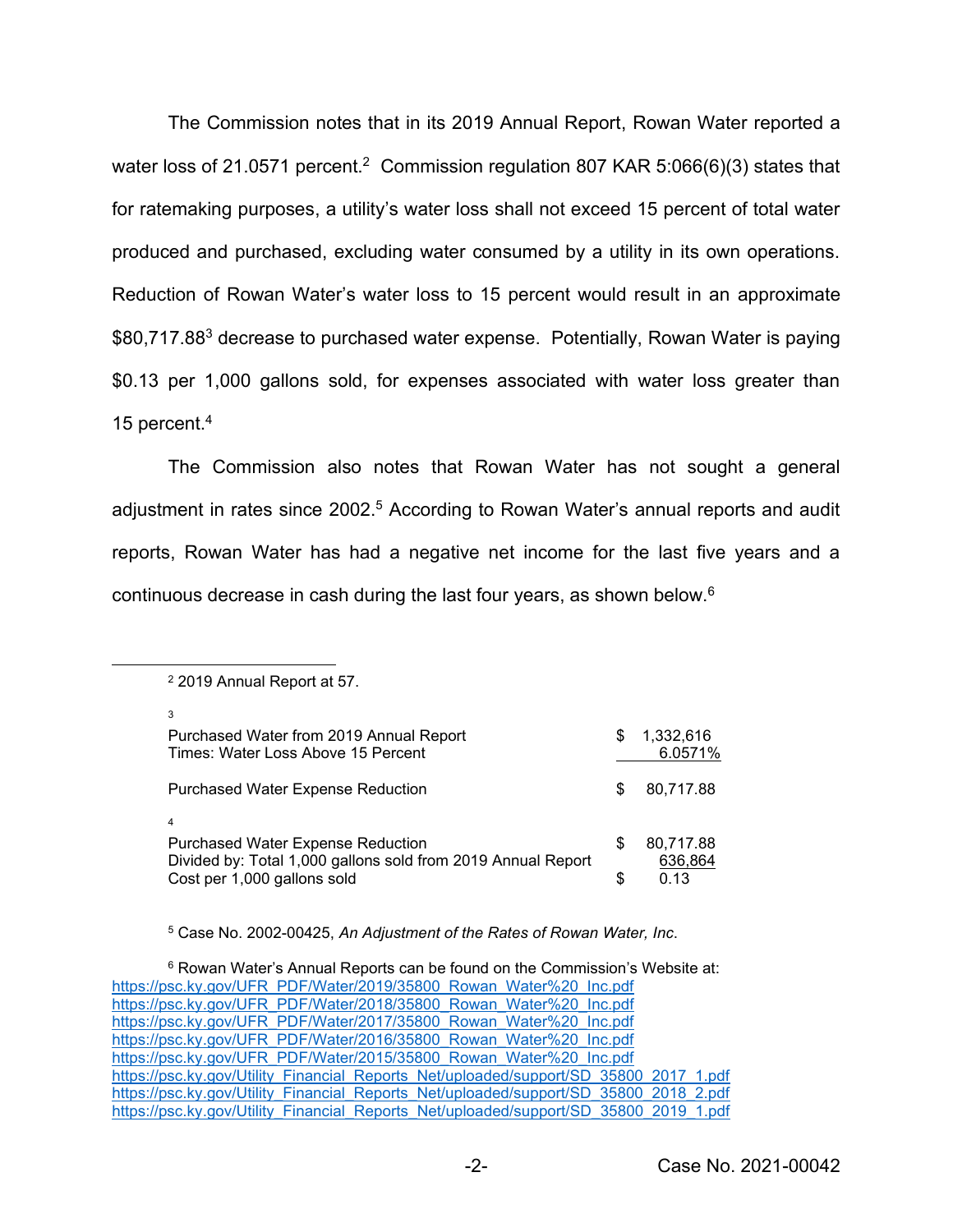The Commission notes that in its 2019 Annual Report, Rowan Water reported a water loss of 21.0571 percent.[2] Commission regulation 807 KAR 5:066(6)(3) states that for ratemaking purposes, a utility's water loss shall not exceed 15 percent of total water produced and purchased, excluding water consumed by a utility in its own operations. Reduction of Rowan Water's water loss to 15 percent would result in an approximate $80,717.88[3] decrease to purchased water expense. Potentially, Rowan Water is paying $0.13 per 1,000 gallons sold, for expenses associated with water loss greater than 15 percent.[4]

The Commission also notes that Rowan Water has not sought a general adjustment in rates since 2002.[5] According to Rowan Water's annual reports and audit reports, Rowan Water has had a negative net income for the last five years and a continuous decrease in cash during the last four years, as shown below.[6]

---

[2] 2019 Annual Report at 57.

[3]

| | | |
|---|---|---|
| Purchased Water from 2019 Annual Report | $ | 1,332,616 |
| Times: Water Loss Above 15 Percent | | 6.0571% |
| Purchased Water Expense Reduction | $ | 80,717.88 |

[4]

| | | |
|---|---|---|
| Purchased Water Expense Reduction | $ | 80,717.88 |
| Divided by: Total 1,000 gallons sold from 2019 Annual Report | | 636,864 |
| Cost per 1,000 gallons sold | $ | 0.13 |

[5] Case No. 2002-00425, *An Adjustment of the Rates of Rowan Water, Inc.*

[6] Rowan Water's Annual Reports can be found on the Commission's Website at:
https://psc.ky.gov/UFR_PDF/Water/2019/35800_Rowan_Water%20_Inc.pdf
https://psc.ky.gov/UFR_PDF/Water/2018/35800_Rowan_Water%20_Inc.pdf
https://psc.ky.gov/UFR_PDF/Water/2017/35800_Rowan_Water%20_Inc.pdf
https://psc.ky.gov/UFR_PDF/Water/2016/35800_Rowan_Water%20_Inc.pdf
https://psc.ky.gov/UFR_PDF/Water/2015/35800_Rowan_Water%20_Inc.pdf
https://psc.ky.gov/Utility_Financial_Reports_Net/uploaded/support/SD_35800_2017_1.pdf
https://psc.ky.gov/Utility_Financial_Reports_Net/uploaded/support/SD_35800_2018_2.pdf
https://psc.ky.gov/Utility_Financial_Reports_Net/uploaded/support/SD_35800_2019_1.pdf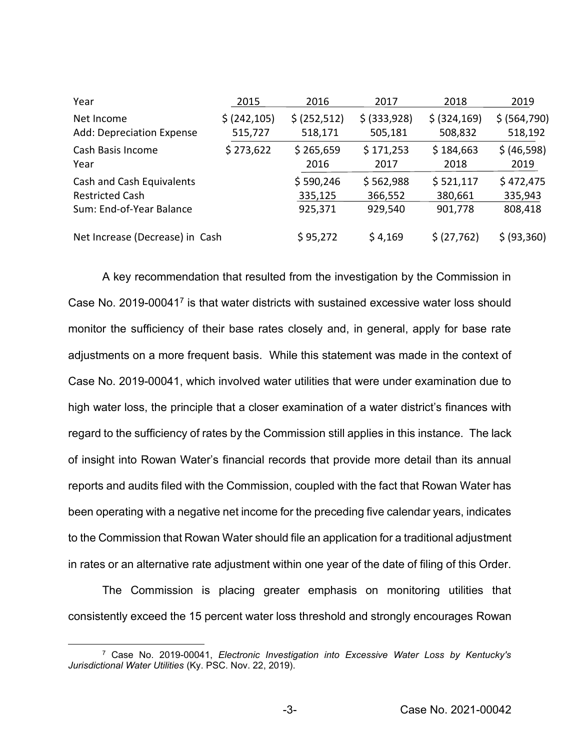| Year | 2015 | 2016 | 2017 | 2018 | 2019 |
|---|---|---|---|---|---|
| Net Income | $ (242,105) | $ (252,512) | $ (333,928) | $ (324,169) | $ (564,790) |
| Add: Depreciation Expense | 515,727 | 518,171 | 505,181 | 508,832 | 518,192 |
| Cash Basis Income | $ 273,622 | $ 265,659 | $ 171,253 | $ 184,663 | $ (46,598) |

| Year | 2016 | 2017 | 2018 | 2019 |
|---|---|---|---|---|
| Cash and Cash Equivalents | $ 590,246 | $ 562,988 | $ 521,117 | $ 472,475 |
| Restricted Cash | 335,125 | 366,552 | 380,661 | 335,943 |
| Sum: End-of-Year Balance | 925,371 | 929,540 | 901,778 | 808,418 |
| Net Increase (Decrease) in Cash | $ 95,272 | $ 4,169 | $ (27,762) | $ (93,360) |

A key recommendation that resulted from the investigation by the Commission in Case No. 2019-00041[7] is that water districts with sustained excessive water loss should monitor the sufficiency of their base rates closely and, in general, apply for base rate adjustments on a more frequent basis. While this statement was made in the context of Case No. 2019-00041, which involved water utilities that were under examination due to high water loss, the principle that a closer examination of a water district's finances with regard to the sufficiency of rates by the Commission still applies in this instance. The lack of insight into Rowan Water's financial records that provide more detail than its annual reports and audits filed with the Commission, coupled with the fact that Rowan Water has been operating with a negative net income for the preceding five calendar years, indicates to the Commission that Rowan Water should file an application for a traditional adjustment in rates or an alternative rate adjustment within one year of the date of filing of this Order.

The Commission is placing greater emphasis on monitoring utilities that consistently exceed the 15 percent water loss threshold and strongly encourages Rowan

[7] Case No. 2019-00041, *Electronic Investigation into Excessive Water Loss by Kentucky's Jurisdictional Water Utilities* (Ky. PSC. Nov. 22, 2019).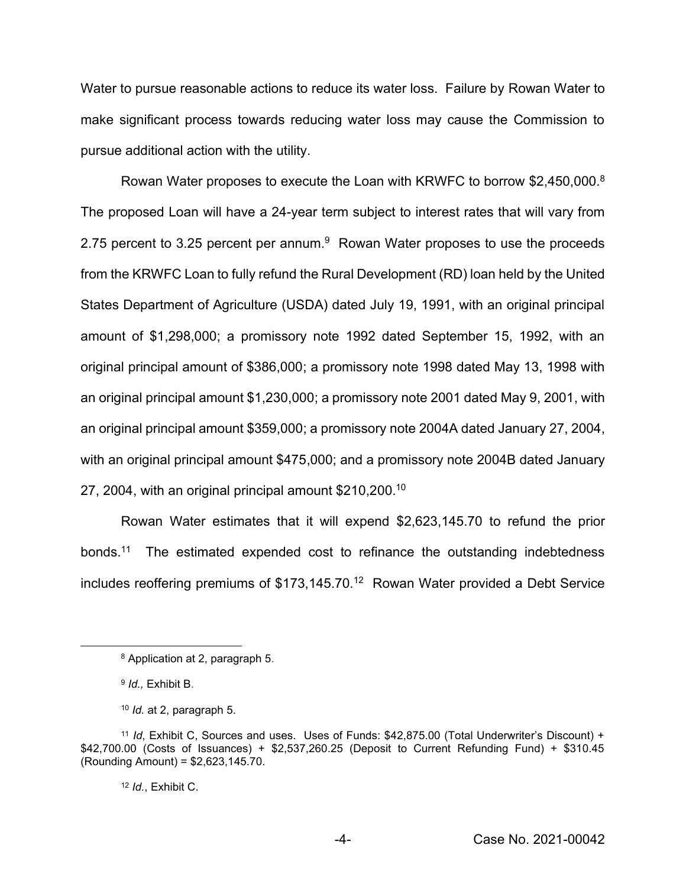Water to pursue reasonable actions to reduce its water loss. Failure by Rowan Water to make significant process towards reducing water loss may cause the Commission to pursue additional action with the utility.

Rowan Water proposes to execute the Loan with KRWFC to borrow $2,450,000.[8] The proposed Loan will have a 24-year term subject to interest rates that will vary from 2.75 percent to 3.25 percent per annum.[9] Rowan Water proposes to use the proceeds from the KRWFC Loan to fully refund the Rural Development (RD) loan held by the United States Department of Agriculture (USDA) dated July 19, 1991, with an original principal amount of $1,298,000; a promissory note 1992 dated September 15, 1992, with an original principal amount of $386,000; a promissory note 1998 dated May 13, 1998 with an original principal amount $1,230,000; a promissory note 2001 dated May 9, 2001, with an original principal amount $359,000; a promissory note 2004A dated January 27, 2004, with an original principal amount $475,000; and a promissory note 2004B dated January 27, 2004, with an original principal amount $210,200.[10]

Rowan Water estimates that it will expend $2,623,145.70 to refund the prior bonds.[11] The estimated expended cost to refinance the outstanding indebtedness includes reoffering premiums of $173,145.70.[12] Rowan Water provided a Debt Service

---

[8] Application at 2, paragraph 5.

[9] *Id.,* Exhibit B.

[10] *Id.* at 2, paragraph 5.

[11] *Id*, Exhibit C, Sources and uses. Uses of Funds: $42,875.00 (Total Underwriter's Discount) + $42,700.00 (Costs of Issuances) + $2,537,260.25 (Deposit to Current Refunding Fund) + $310.45 (Rounding Amount) = $2,623,145.70.

[12] *Id.*, Exhibit C.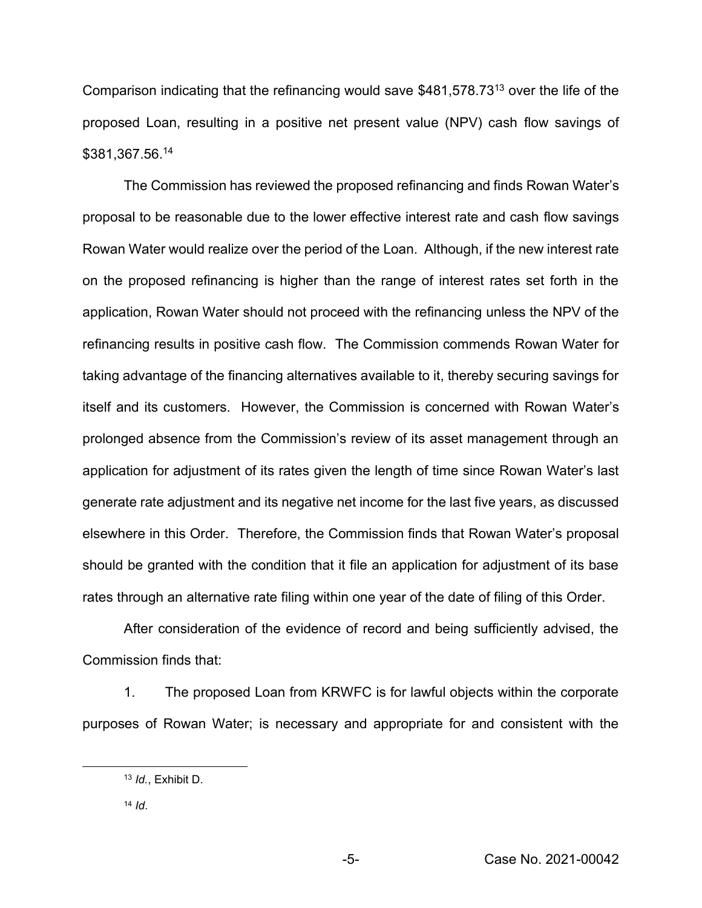Comparison indicating that the refinancing would save $481,578.73[13] over the life of the proposed Loan, resulting in a positive net present value (NPV) cash flow savings of $381,367.56.[14]

The Commission has reviewed the proposed refinancing and finds Rowan Water's proposal to be reasonable due to the lower effective interest rate and cash flow savings Rowan Water would realize over the period of the Loan. Although, if the new interest rate on the proposed refinancing is higher than the range of interest rates set forth in the application, Rowan Water should not proceed with the refinancing unless the NPV of the refinancing results in positive cash flow. The Commission commends Rowan Water for taking advantage of the financing alternatives available to it, thereby securing savings for itself and its customers. However, the Commission is concerned with Rowan Water's prolonged absence from the Commission's review of its asset management through an application for adjustment of its rates given the length of time since Rowan Water's last generate rate adjustment and its negative net income for the last five years, as discussed elsewhere in this Order. Therefore, the Commission finds that Rowan Water's proposal should be granted with the condition that it file an application for adjustment of its base rates through an alternative rate filing within one year of the date of filing of this Order.

After consideration of the evidence of record and being sufficiently advised, the Commission finds that:

1. The proposed Loan from KRWFC is for lawful objects within the corporate purposes of Rowan Water; is necessary and appropriate for and consistent with the

---

[13] *Id.*, Exhibit D.

[14] *Id*.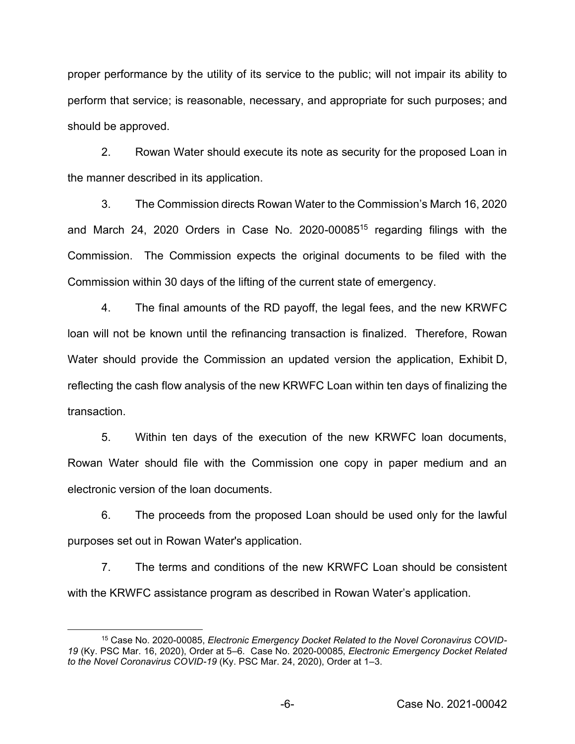proper performance by the utility of its service to the public; will not impair its ability to perform that service; is reasonable, necessary, and appropriate for such purposes; and should be approved.

2. Rowan Water should execute its note as security for the proposed Loan in the manner described in its application.

3. The Commission directs Rowan Water to the Commission's March 16, 2020 and March 24, 2020 Orders in Case No. 2020-00085[15] regarding filings with the Commission. The Commission expects the original documents to be filed with the Commission within 30 days of the lifting of the current state of emergency.

4. The final amounts of the RD payoff, the legal fees, and the new KRWFC loan will not be known until the refinancing transaction is finalized. Therefore, Rowan Water should provide the Commission an updated version the application, Exhibit D, reflecting the cash flow analysis of the new KRWFC Loan within ten days of finalizing the transaction.

5. Within ten days of the execution of the new KRWFC loan documents, Rowan Water should file with the Commission one copy in paper medium and an electronic version of the loan documents.

6. The proceeds from the proposed Loan should be used only for the lawful purposes set out in Rowan Water's application.

7. The terms and conditions of the new KRWFC Loan should be consistent with the KRWFC assistance program as described in Rowan Water's application.

---

[15] Case No. 2020-00085, *Electronic Emergency Docket Related to the Novel Coronavirus COVID-19* (Ky. PSC Mar. 16, 2020), Order at 5–6. Case No. 2020-00085, *Electronic Emergency Docket Related to the Novel Coronavirus COVID-19* (Ky. PSC Mar. 24, 2020), Order at 1–3.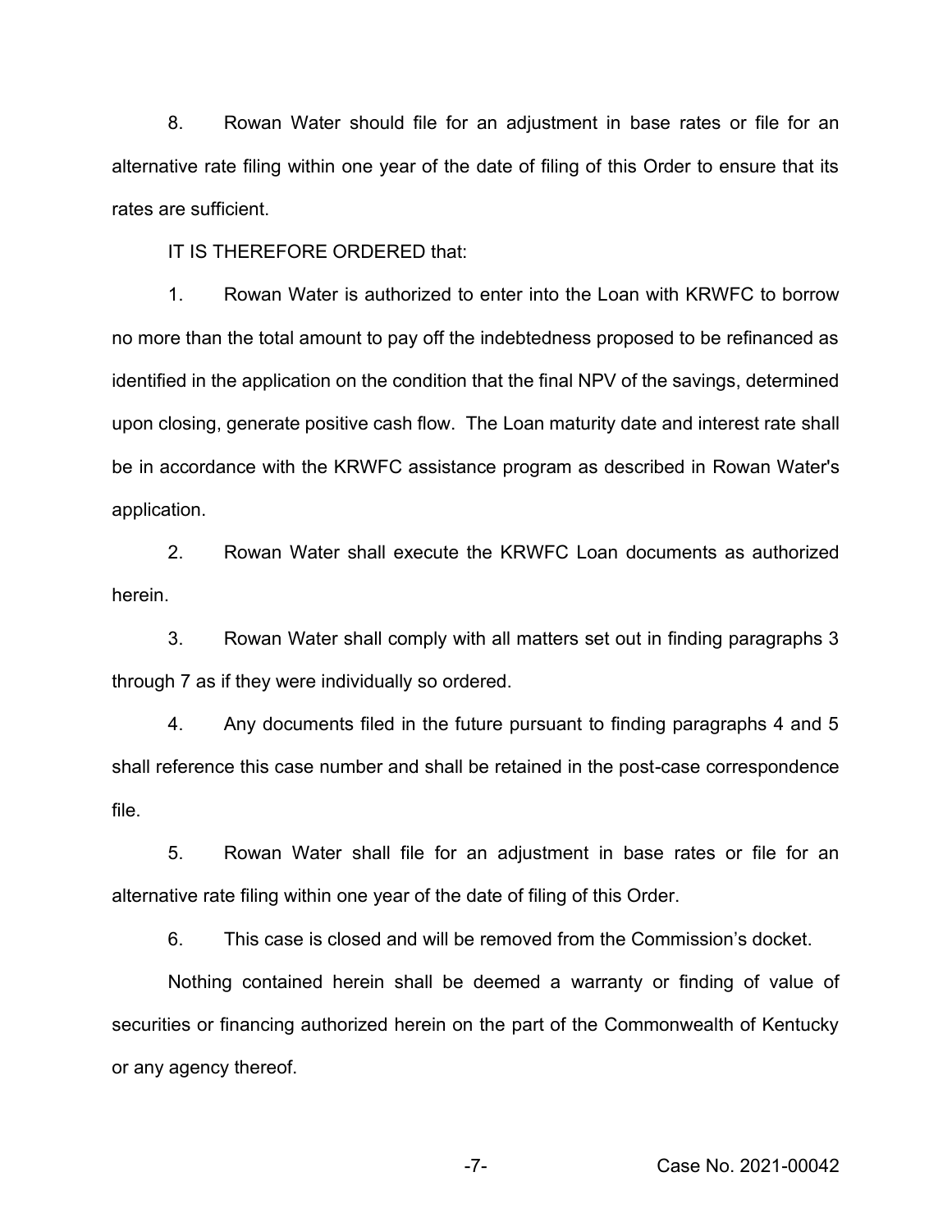8. Rowan Water should file for an adjustment in base rates or file for an alternative rate filing within one year of the date of filing of this Order to ensure that its rates are sufficient.

IT IS THEREFORE ORDERED that:

1. Rowan Water is authorized to enter into the Loan with KRWFC to borrow no more than the total amount to pay off the indebtedness proposed to be refinanced as identified in the application on the condition that the final NPV of the savings, determined upon closing, generate positive cash flow. The Loan maturity date and interest rate shall be in accordance with the KRWFC assistance program as described in Rowan Water's application.

2. Rowan Water shall execute the KRWFC Loan documents as authorized herein.

3. Rowan Water shall comply with all matters set out in finding paragraphs 3 through 7 as if they were individually so ordered.

4. Any documents filed in the future pursuant to finding paragraphs 4 and 5 shall reference this case number and shall be retained in the post-case correspondence file.

5. Rowan Water shall file for an adjustment in base rates or file for an alternative rate filing within one year of the date of filing of this Order.

6. This case is closed and will be removed from the Commission's docket.

Nothing contained herein shall be deemed a warranty or finding of value of securities or financing authorized herein on the part of the Commonwealth of Kentucky or any agency thereof.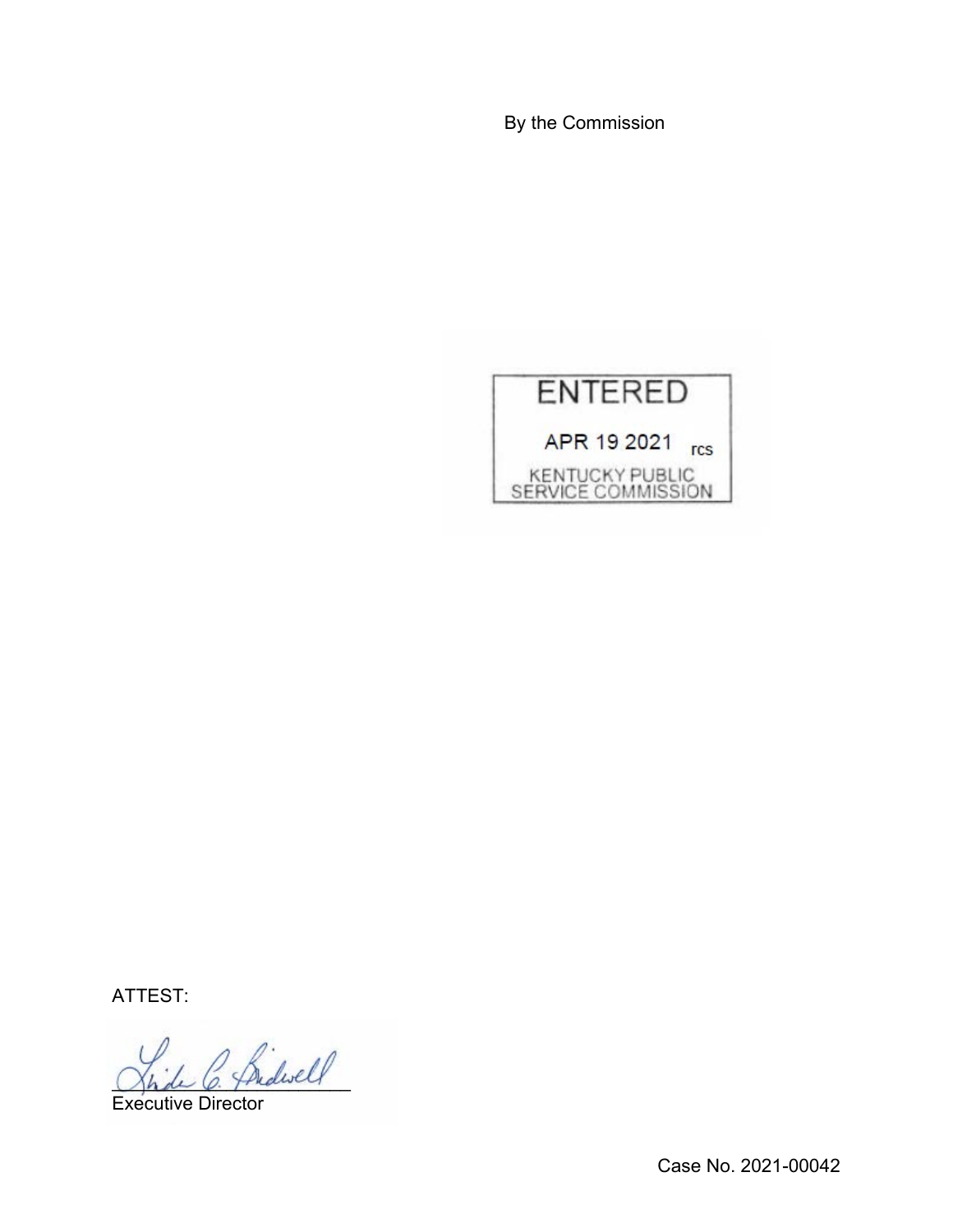By the Commission

ENTERED

APR 19 2021 rcs

KENTUCKY PUBLIC SERVICE COMMISSION

ATTEST:

Executive Director

Case No. 2021-00042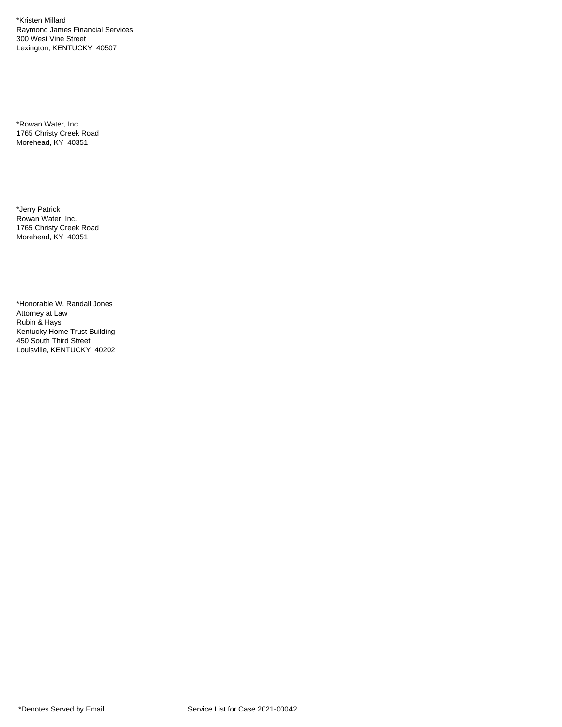*Kristen Millard
Raymond James Financial Services
300 West Vine Street
Lexington, KENTUCKY  40507

*Rowan Water, Inc.
1765 Christy Creek Road
Morehead, KY  40351

*Jerry Patrick
Rowan Water, Inc.
1765 Christy Creek Road
Morehead, KY  40351

*Honorable W. Randall Jones
Attorney at Law
Rubin & Hays
Kentucky Home Trust Building
450 South Third Street
Louisville, KENTUCKY  40202

*Denotes Served by Email

Service List for Case 2021-00042